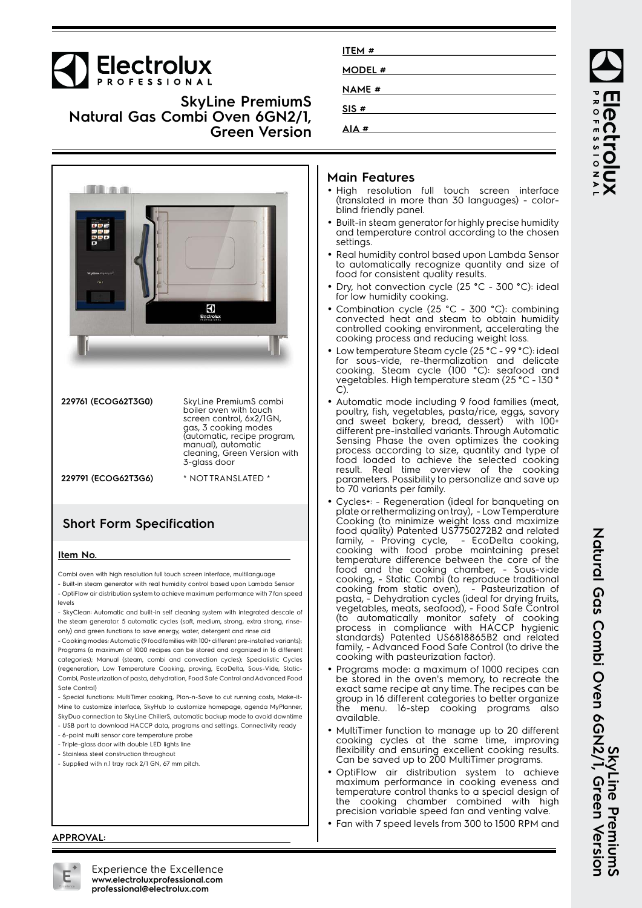# SkyLine PremiumS Natural Gas Combi Oven 6GN2/1, Green Version

ITEM #

MODEL #

NAME #

SIS #

AIA #

| | |
|---|---|
| **229761 (ECOG62T3G0)** | SkyLine PremiumS combi boiler oven with touch screen control, 6x2/1GN, gas, 3 cooking modes (automatic, recipe program, manual), automatic cleaning, Green Version with 3-glass door |
| **229791 (ECOG62T3G6)** | * NOT TRANSLATED * |

## Short Form Specification

**Item No.**

Combi oven with high resolution full touch screen interface, multilanguage

- Built-in steam generator with real humidity control based upon Lambda Sensor
- OptiFlow air distribution system to achieve maximum performance with 7 fan speed levels
- SkyClean: Automatic and built-in self cleaning system with integrated descale of the steam generator. 5 automatic cycles (soft, medium, strong, extra strong, rinse-only) and green functions to save energy, water, detergent and rinse aid
- Cooking modes: Automatic (9 food families with 100+ different pre-installed variants); Programs (a maximum of 1000 recipes can be stored and organized in 16 different categories); Manual (steam, combi and convection cycles); Specialistic Cycles (regeneration, Low Temperature Cooking, proving, EcoDelta, Sous-Vide, Static-Combi, Pasteurization of pasta, dehydration, Food Safe Control and Advanced Food Safe Control)
- Special functions: MultiTimer cooking, Plan-n-Save to cut running costs, Make-it-Mine to customize interface, SkyHub to customize homepage, agenda MyPlanner, SkyDuo connection to SkyLine ChillerS, automatic backup mode to avoid downtime
- USB port to download HACCP data, programs and settings. Connectivity ready
- 6-point multi sensor core temperature probe
- Triple-glass door with double LED lights line
- Stainless steel construction throughout
- Supplied with n.1 tray rack 2/1 GN, 67 mm pitch.

**APPROVAL:**

## Main Features

- High resolution full touch screen interface (translated in more than 30 languages) - color-blind friendly panel.
- Built-in steam generator for highly precise humidity and temperature control according to the chosen settings.
- Real humidity control based upon Lambda Sensor to automatically recognize quantity and size of food for consistent quality results.
- Dry, hot convection cycle (25 °C - 300 °C): ideal for low humidity cooking.
- Combination cycle (25 °C - 300 °C): combining convected heat and steam to obtain humidity controlled cooking environment, accelerating the cooking process and reducing weight loss.
- Low temperature Steam cycle (25 °C - 99 °C): ideal for sous-vide, re-thermalization and delicate cooking. Steam cycle (100 °C): seafood and vegetables. High temperature steam (25 °C - 130 °C).
- Automatic mode including 9 food families (meat, poultry, fish, vegetables, pasta/rice, eggs, savory and sweet bakery, bread, dessert) with 100+ different pre-installed variants. Through Automatic Sensing Phase the oven optimizes the cooking process according to size, quantity and type of food loaded to achieve the selected cooking result. Real time overview of the cooking parameters. Possibility to personalize and save up to 70 variants per family.
- Cycles+: - Regeneration (ideal for banqueting on plate or rethermalizing on tray), - Low Temperature Cooking (to minimize weight loss and maximize food quality) Patented US7750272B2 and related family, - Proving cycle, - EcoDelta cooking, cooking with food probe maintaining preset temperature difference between the core of the food and the cooking chamber, - Sous-vide cooking, - Static Combi (to reproduce traditional cooking from static oven), - Pasteurization of pasta, - Dehydration cycles (ideal for drying fruits, vegetables, meats, seafood), - Food Safe Control (to automatically monitor safety of cooking process in compliance with HACCP hygienic standards) Patented US6818865B2 and related family, - Advanced Food Safe Control (to drive the cooking with pasteurization factor).
- Programs mode: a maximum of 1000 recipes can be stored in the oven's memory, to recreate the exact same recipe at any time. The recipes can be group in 16 different categories to better organize the menu. 16-step cooking programs also available.
- MultiTimer function to manage up to 20 different cooking cycles at the same time, improving flexibility and ensuring excellent cooking results. Can be saved up to 200 MultiTimer programs.
- OptiFlow air distribution system to achieve maximum performance in cooking eveness and temperature control thanks to a special design of the cooking chamber combined with high precision variable speed fan and venting valve.
- Fan with 7 speed levels from 300 to 1500 RPM and

Experience the Excellence
www.electroluxprofessional.com
professional@electrolux.com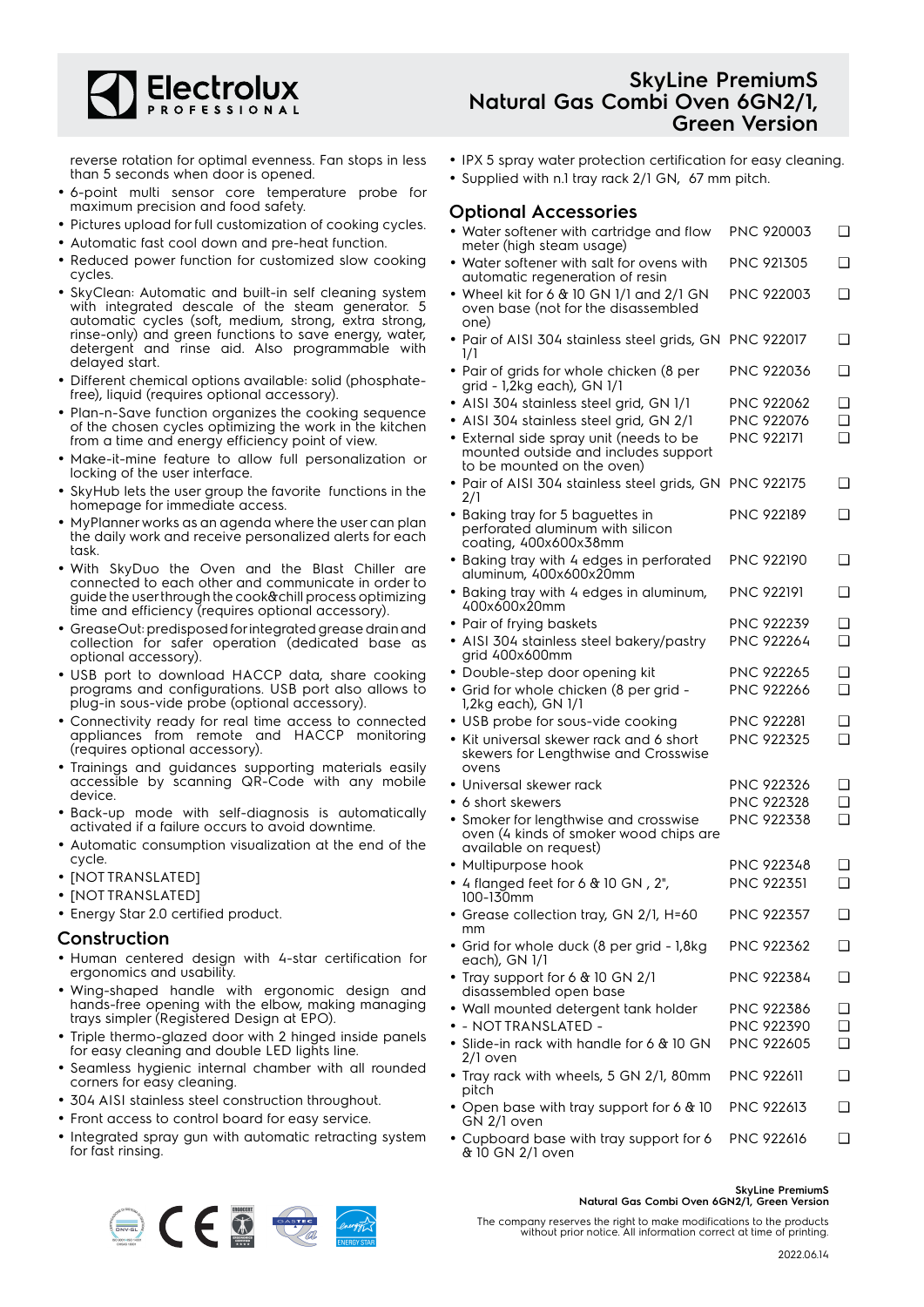reverse rotation for optimal evenness. Fan stops in less than 5 seconds when door is opened.

- 6-point multi sensor core temperature probe for maximum precision and food safety.
- Pictures upload for full customization of cooking cycles.
- Automatic fast cool down and pre-heat function.
- Reduced power function for customized slow cooking cycles.
- SkyClean: Automatic and built-in self cleaning system with integrated descale of the steam generator. 5 automatic cycles (soft, medium, strong, extra strong, rinse-only) and green functions to save energy, water, detergent and rinse aid. Also programmable with delayed start.
- Different chemical options available: solid (phosphate-free), liquid (requires optional accessory).
- Plan-n-Save function organizes the cooking sequence of the chosen cycles optimizing the work in the kitchen from a time and energy efficiency point of view.
- Make-it-mine feature to allow full personalization or locking of the user interface.
- SkyHub lets the user group the favorite functions in the homepage for immediate access.
- MyPlanner works as an agenda where the user can plan the daily work and receive personalized alerts for each task.
- With SkyDuo the Oven and the Blast Chiller are connected to each other and communicate in order to guide the user through the cook&chill process optimizing time and efficiency (requires optional accessory).
- GreaseOut: predisposed for integrated grease drain and collection for safer operation (dedicated base as optional accessory).
- USB port to download HACCP data, share cooking programs and configurations. USB port also allows to plug-in sous-vide probe (optional accessory).
- Connectivity ready for real time access to connected appliances from remote and HACCP monitoring (requires optional accessory).
- Trainings and guidances supporting materials easily accessible by scanning QR-Code with any mobile device.
- Back-up mode with self-diagnosis is automatically activated if a failure occurs to avoid downtime.
- Automatic consumption visualization at the end of the cycle.
- [NOT TRANSLATED]
- [NOT TRANSLATED]
- Energy Star 2.0 certified product.

## Construction

- Human centered design with 4-star certification for ergonomics and usability.
- Wing-shaped handle with ergonomic design and hands-free opening with the elbow, making managing trays simpler (Registered Design at EPO).
- Triple thermo-glazed door with 2 hinged inside panels for easy cleaning and double LED lights line.
- Seamless hygienic internal chamber with all rounded corners for easy cleaning.
- 304 AISI stainless steel construction throughout.
- Front access to control board for easy service.
- Integrated spray gun with automatic retracting system for fast rinsing.
- IPX 5 spray water protection certification for easy cleaning.
- Supplied with n.1 tray rack 2/1 GN, 67 mm pitch.

## Optional Accessories

| Accessory | PNC | |
|---|---|---|
| Water softener with cartridge and flow meter (high steam usage) | PNC 920003 | ❑ |
| Water softener with salt for ovens with automatic regeneration of resin | PNC 921305 | ❑ |
| Wheel kit for 6 & 10 GN 1/1 and 2/1 GN oven base (not for the disassembled one) | PNC 922003 | ❑ |
| Pair of AISI 304 stainless steel grids, GN 1/1 | PNC 922017 | ❑ |
| Pair of grids for whole chicken (8 per grid - 1,2kg each), GN 1/1 | PNC 922036 | ❑ |
| AISI 304 stainless steel grid, GN 1/1 | PNC 922062 | ❑ |
| AISI 304 stainless steel grid, GN 2/1 | PNC 922076 | ❑ |
| External side spray unit (needs to be mounted outside and includes support to be mounted on the oven) | PNC 922171 | ❑ |
| Pair of AISI 304 stainless steel grids, GN 2/1 | PNC 922175 | ❑ |
| Baking tray for 5 baguettes in perforated aluminum with silicon coating, 400x600x38mm | PNC 922189 | ❑ |
| Baking tray with 4 edges in perforated aluminum, 400x600x20mm | PNC 922190 | ❑ |
| Baking tray with 4 edges in aluminum, 400x600x20mm | PNC 922191 | ❑ |
| Pair of frying baskets | PNC 922239 | ❑ |
| AISI 304 stainless steel bakery/pastry grid 400x600mm | PNC 922264 | ❑ |
| Double-step door opening kit | PNC 922265 | ❑ |
| Grid for whole chicken (8 per grid - 1,2kg each), GN 1/1 | PNC 922266 | ❑ |
| USB probe for sous-vide cooking | PNC 922281 | ❑ |
| Kit universal skewer rack and 6 short skewers for Lengthwise and Crosswise ovens | PNC 922325 | ❑ |
| Universal skewer rack | PNC 922326 | ❑ |
| 6 short skewers | PNC 922328 | ❑ |
| Smoker for lengthwise and crosswise oven (4 kinds of smoker wood chips are available on request) | PNC 922338 | ❑ |
| Multipurpose hook | PNC 922348 | ❑ |
| 4 flanged feet for 6 & 10 GN , 2", 100-130mm | PNC 922351 | ❑ |
| Grease collection tray, GN 2/1, H=60 mm | PNC 922357 | ❑ |
| Grid for whole duck (8 per grid - 1,8kg each), GN 1/1 | PNC 922362 | ❑ |
| Tray support for 6 & 10 GN 2/1 disassembled open base | PNC 922384 | ❑ |
| Wall mounted detergent tank holder | PNC 922386 | ❑ |
| - NOT TRANSLATED - | PNC 922390 | ❑ |
| Slide-in rack with handle for 6 & 10 GN 2/1 oven | PNC 922605 | ❑ |
| Tray rack with wheels, 5 GN 2/1, 80mm pitch | PNC 922611 | ❑ |
| Open base with tray support for 6 & 10 GN 2/1 oven | PNC 922613 | ❑ |
| Cupboard base with tray support for 6 & 10 GN 2/1 oven | PNC 922616 | ❑ |

The company reserves the right to make modifications to the products without prior notice. All information correct at time of printing.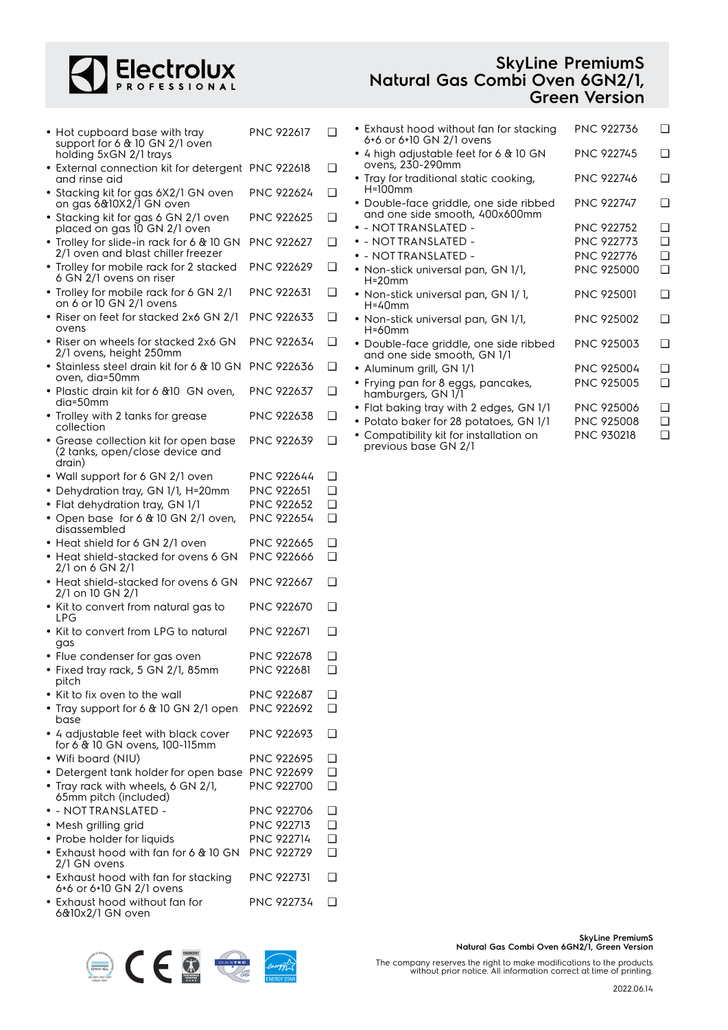# SkyLine PremiumS Natural Gas Combi Oven 6GN2/1, Green Version

- Hot cupboard base with tray support for 6 & 10 GN 2/1 oven holding 5xGN 2/1 trays — PNC 922617 ❑
- External connection kit for detergent and rinse aid — PNC 922618 ❑
- Stacking kit for gas 6X2/1 GN oven on gas 6&10X2/1 GN oven — PNC 922624 ❑
- Stacking kit for gas 6 GN 2/1 oven placed on gas 10 GN 2/1 oven — PNC 922625 ❑
- Trolley for slide-in rack for 6 & 10 GN 2/1 oven and blast chiller freezer — PNC 922627 ❑
- Trolley for mobile rack for 2 stacked 6 GN 2/1 ovens on riser — PNC 922629 ❑
- Trolley for mobile rack for 6 GN 2/1 on 6 or 10 GN 2/1 ovens — PNC 922631 ❑
- Riser on feet for stacked 2x6 GN 2/1 ovens — PNC 922633 ❑
- Riser on wheels for stacked 2x6 GN 2/1 ovens, height 250mm — PNC 922634 ❑
- Stainless steel drain kit for 6 & 10 GN oven, dia=50mm — PNC 922636 ❑
- Plastic drain kit for 6 &10 GN oven, dia=50mm — PNC 922637 ❑
- Trolley with 2 tanks for grease collection — PNC 922638 ❑
- Grease collection kit for open base (2 tanks, open/close device and drain) — PNC 922639 ❑
- Wall support for 6 GN 2/1 oven — PNC 922644 ❑
- Dehydration tray, GN 1/1, H=20mm — PNC 922651 ❑
- Flat dehydration tray, GN 1/1 — PNC 922652 ❑
- Open base for 6 & 10 GN 2/1 oven, disassembled — PNC 922654 ❑
- Heat shield for 6 GN 2/1 oven — PNC 922665 ❑
- Heat shield-stacked for ovens 6 GN 2/1 on 6 GN 2/1 — PNC 922666 ❑
- Heat shield-stacked for ovens 6 GN 2/1 on 10 GN 2/1 — PNC 922667 ❑
- Kit to convert from natural gas to LPG — PNC 922670 ❑
- Kit to convert from LPG to natural gas — PNC 922671 ❑
- Flue condenser for gas oven — PNC 922678 ❑
- Fixed tray rack, 5 GN 2/1, 85mm pitch — PNC 922681 ❑
- Kit to fix oven to the wall — PNC 922687 ❑
- Tray support for 6 & 10 GN 2/1 open base — PNC 922692 ❑
- 4 adjustable feet with black cover for 6 & 10 GN ovens, 100-115mm — PNC 922693 ❑
- Wifi board (NIU) — PNC 922695 ❑
- Detergent tank holder for open base — PNC 922699 ❑
- Tray rack with wheels, 6 GN 2/1, 65mm pitch (included) — PNC 922700 ❑
- - NOTTRANSLATED - — PNC 922706 ❑
- Mesh grilling grid — PNC 922713 ❑
- Probe holder for liquids — PNC 922714 ❑
- Exhaust hood with fan for 6 & 10 GN 2/1 GN ovens — PNC 922729 ❑
- Exhaust hood with fan for stacking 6+6 or 6+10 GN 2/1 ovens — PNC 922731 ❑
- Exhaust hood without fan for 6&10x2/1 GN oven — PNC 922734 ❑
- Exhaust hood without fan for stacking 6+6 or 6+10 GN 2/1 ovens — PNC 922736 ❑
- 4 high adjustable feet for 6 & 10 GN ovens, 230-290mm — PNC 922745 ❑
- Tray for traditional static cooking, H=100mm — PNC 922746 ❑
- Double-face griddle, one side ribbed and one side smooth, 400x600mm — PNC 922747 ❑
- - NOTTRANSLATED - — PNC 922752 ❑
- - NOTTRANSLATED - — PNC 922773 ❑
- - NOTTRANSLATED - — PNC 922776 ❑
- Non-stick universal pan, GN 1/1, H=20mm — PNC 925000 ❑
- Non-stick universal pan, GN 1/ 1, H=40mm — PNC 925001 ❑
- Non-stick universal pan, GN 1/1, H=60mm — PNC 925002 ❑
- Double-face griddle, one side ribbed and one side smooth, GN 1/1 — PNC 925003 ❑
- Aluminum grill, GN 1/1 — PNC 925004 ❑
- Frying pan for 8 eggs, pancakes, hamburgers, GN 1/1 — PNC 925005 ❑
- Flat baking tray with 2 edges, GN 1/1 — PNC 925006 ❑
- Potato baker for 28 potatoes, GN 1/1 — PNC 925008 ❑
- Compatibility kit for installation on previous base GN 2/1 — PNC 930218 ❑

The company reserves the right to make modifications to the products without prior notice. All information correct at time of printing.

2022.06.14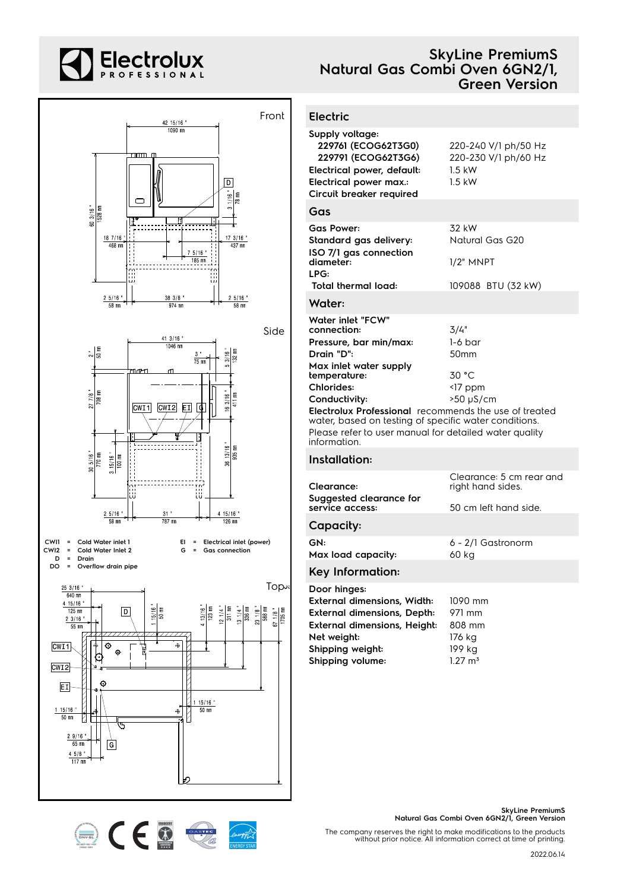# SkyLine PremiumS Natural Gas Combi Oven 6GN2/1, Green Version

Front

Side

CWI1 = Cold Water inlet 1
CWI2 = Cold Water Inlet 2
D = Drain
DO = Overflow drain pipe
EI = Electrical inlet (power)
G = Gas connection

Top

## Electric

| | |
|---|---|
| Supply voltage: | |
| 229761 (ECOG62T3G0) | 220-240 V/1 ph/50 Hz |
| 229791 (ECOG62T3G6) | 220-230 V/1 ph/60 Hz |
| Electrical power, default: | 1.5 kW |
| Electrical power max.: | 1.5 kW |
| Circuit breaker required | |

## Gas

| | |
|---|---|
| Gas Power: | 32 kW |
| Standard gas delivery: | Natural Gas G20 |
| ISO 7/1 gas connection diameter: | 1/2" MNPT |
| LPG: | |
| Total thermal load: | 109088 BTU (32 kW) |

## Water:

| | |
|---|---|
| Water inlet "FCW" connection: | 3/4" |
| Pressure, bar min/max: | 1-6 bar |
| Drain "D": | 50mm |
| Max inlet water supply temperature: | 30 °C |
| Chlorides: | <17 ppm |
| Conductivity: | >50 µS/cm |

**Electrolux Professional** recommends the use of treated water, based on testing of specific water conditions.

Please refer to user manual for detailed water quality information.

## Installation:

| | |
|---|---|
| Clearance: | Clearance: 5 cm rear and right hand sides. |
| Suggested clearance for service access: | 50 cm left hand side. |

## Capacity:

| | |
|---|---|
| GN: | 6 - 2/1 Gastronorm |
| Max load capacity: | 60 kg |

## Key Information:

| | |
|---|---|
| Door hinges: | |
| External dimensions, Width: | 1090 mm |
| External dimensions, Depth: | 971 mm |
| External dimensions, Height: | 808 mm |
| Net weight: | 176 kg |
| Shipping weight: | 199 kg |
| Shipping volume: | 1.27 m³ |

The company reserves the right to make modifications to the products without prior notice. All information correct at time of printing.

2022.06.14